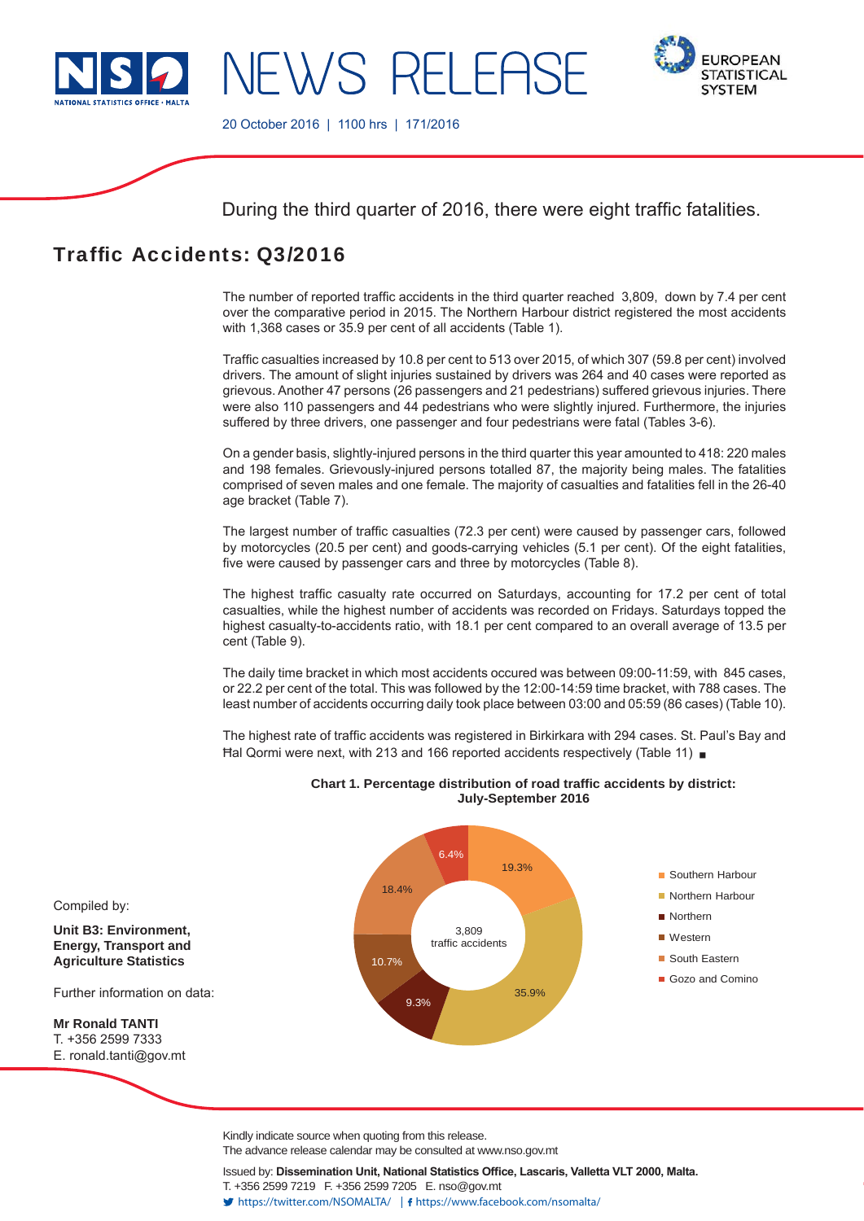NEWS RELEASE

20 October 2016 | 1100 hrs | 171/2016

During the third quarter of 2016, there were eight traffic fatalities.

# Traffic Accidents: Q3/2016

The number of reported traffic accidents in the third quarter reached 3,809, down by 7.4 per cent over the comparative period in 2015. The Northern Harbour district registered the most accidents with 1,368 cases or 35.9 per cent of all accidents (Table 1).

Traffic casualties increased by 10.8 per cent to 513 over 2015, of which 307 (59.8 per cent) involved drivers. The amount of slight injuries sustained by drivers was 264 and 40 cases were reported as grievous. Another 47 persons (26 passengers and 21 pedestrians) suffered grievous injuries. There were also 110 passengers and 44 pedestrians who were slightly injured. Furthermore, the injuries suffered by three drivers, one passenger and four pedestrians were fatal (Tables 3-6).

On a gender basis, slightly-injured persons in the third quarter this year amounted to 418: 220 males and 198 females. Grievously-injured persons totalled 87, the majority being males. The fatalities comprised of seven males and one female. The majority of casualties and fatalities fell in the 26-40 age bracket (Table 7).

The largest number of traffic casualties (72.3 per cent) were caused by passenger cars, followed by motorcycles (20.5 per cent) and goods-carrying vehicles (5.1 per cent). Of the eight fatalities, five were caused by passenger cars and three by motorcycles (Table 8).

The highest traffic casualty rate occurred on Saturdays, accounting for 17.2 per cent of total casualties, while the highest number of accidents was recorded on Fridays. Saturdays topped the highest casualty-to-accidents ratio, with 18.1 per cent compared to an overall average of 13.5 per cent (Table 9).

The daily time bracket in which most accidents occured was between 09:00-11:59, with 845 cases, or 22.2 per cent of the total. This was followed by the 12:00-14:59 time bracket, with 788 cases. The least number of accidents occurring daily took place between 03:00 and 05:59 (86 cases) (Table 10).

The highest rate of traffic accidents was registered in Birkirkara with 294 cases. St. Paul's Bay and Ħal Qormi were next, with 213 and 166 reported accidents respectively (Table 11) ■

**Chart 1. Percentage distribution of road traffic accidents by district: July-September 2016**

3,809 traffic accidents

| District | Per cent |
|---|---|
| Southern Harbour | 19.3% |
| Northern Harbour | 35.9% |
| Northern | 9.3% |
| Western | 10.7% |
| South Eastern | 18.4% |
| Gozo and Comino | 6.4% |

Compiled by:

**Unit B3: Environment, Energy, Transport and Agriculture Statistics**

Further information on data:

**Mr Ronald TANTI**
T. +356 2599 7333
E. ronald.tanti@gov.mt

Kindly indicate source when quoting from this release.
The advance release calendar may be consulted at www.nso.gov.mt

Issued by: **Dissemination Unit, National Statistics Office, Lascaris, Valletta VLT 2000, Malta.**
T. +356 2599 7219 F. +356 2599 7205 E. nso@gov.mt
https://twitter.com/NSOMALTA/ | https://www.facebook.com/nsomalta/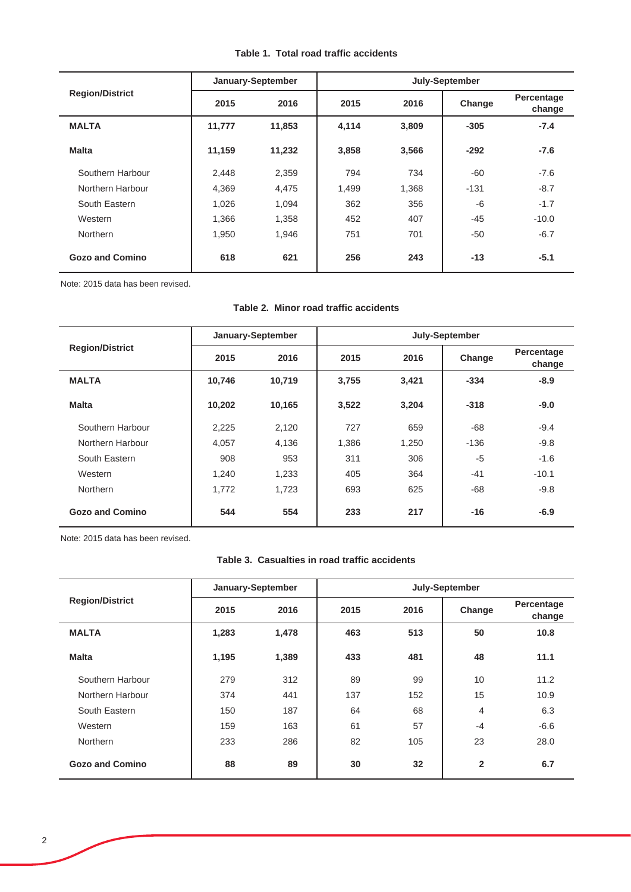**Table 1. Total road traffic accidents**

| Region/District | January-September | | July-September | | | |
|---|---|---|---|---|---|---|
| | 2015 | 2016 | 2015 | 2016 | Change | Percentage change |
| **MALTA** | **11,777** | **11,853** | **4,114** | **3,809** | **-305** | **-7.4** |
| **Malta** | **11,159** | **11,232** | **3,858** | **3,566** | **-292** | **-7.6** |
| Southern Harbour | 2,448 | 2,359 | 794 | 734 | -60 | -7.6 |
| Northern Harbour | 4,369 | 4,475 | 1,499 | 1,368 | -131 | -8.7 |
| South Eastern | 1,026 | 1,094 | 362 | 356 | -6 | -1.7 |
| Western | 1,366 | 1,358 | 452 | 407 | -45 | -10.0 |
| Northern | 1,950 | 1,946 | 751 | 701 | -50 | -6.7 |
| **Gozo and Comino** | **618** | **621** | **256** | **243** | **-13** | **-5.1** |

Note: 2015 data has been revised.

**Table 2. Minor road traffic accidents**

| Region/District | January-September | | July-September | | | |
|---|---|---|---|---|---|---|
| | 2015 | 2016 | 2015 | 2016 | Change | Percentage change |
| **MALTA** | **10,746** | **10,719** | **3,755** | **3,421** | **-334** | **-8.9** |
| **Malta** | **10,202** | **10,165** | **3,522** | **3,204** | **-318** | **-9.0** |
| Southern Harbour | 2,225 | 2,120 | 727 | 659 | -68 | -9.4 |
| Northern Harbour | 4,057 | 4,136 | 1,386 | 1,250 | -136 | -9.8 |
| South Eastern | 908 | 953 | 311 | 306 | -5 | -1.6 |
| Western | 1,240 | 1,233 | 405 | 364 | -41 | -10.1 |
| Northern | 1,772 | 1,723 | 693 | 625 | -68 | -9.8 |
| **Gozo and Comino** | **544** | **554** | **233** | **217** | **-16** | **-6.9** |

Note: 2015 data has been revised.

**Table 3. Casualties in road traffic accidents**

| Region/District | January-September | | July-September | | | |
|---|---|---|---|---|---|---|
| | 2015 | 2016 | 2015 | 2016 | Change | Percentage change |
| **MALTA** | **1,283** | **1,478** | **463** | **513** | **50** | **10.8** |
| **Malta** | **1,195** | **1,389** | **433** | **481** | **48** | **11.1** |
| Southern Harbour | 279 | 312 | 89 | 99 | 10 | 11.2 |
| Northern Harbour | 374 | 441 | 137 | 152 | 15 | 10.9 |
| South Eastern | 150 | 187 | 64 | 68 | 4 | 6.3 |
| Western | 159 | 163 | 61 | 57 | -4 | -6.6 |
| Northern | 233 | 286 | 82 | 105 | 23 | 28.0 |
| **Gozo and Comino** | **88** | **89** | **30** | **32** | **2** | **6.7** |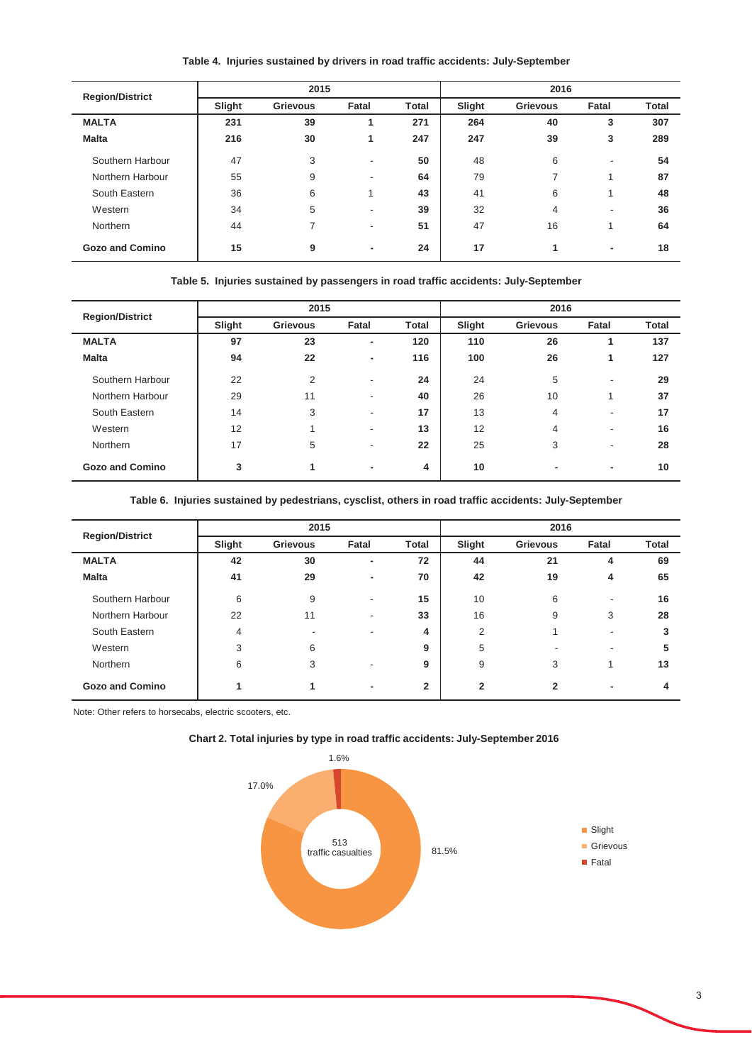**Table 4. Injuries sustained by drivers in road traffic accidents: July-September**

| Region/District | 2015 | | | | 2016 | | | |
|---|---|---|---|---|---|---|---|---|
| | Slight | Grievous | Fatal | Total | Slight | Grievous | Fatal | Total |
| **MALTA** | **231** | **39** | **1** | **271** | **264** | **40** | **3** | **307** |
| **Malta** | **216** | **30** | **1** | **247** | **247** | **39** | **3** | **289** |
| Southern Harbour | 47 | 3 | - | **50** | 48 | 6 | - | **54** |
| Northern Harbour | 55 | 9 | - | **64** | 79 | 7 | 1 | **87** |
| South Eastern | 36 | 6 | 1 | **43** | 41 | 6 | 1 | **48** |
| Western | 34 | 5 | - | **39** | 32 | 4 | - | **36** |
| Northern | 44 | 7 | - | **51** | 47 | 16 | 1 | **64** |
| **Gozo and Comino** | **15** | **9** | **-** | **24** | **17** | **1** | **-** | **18** |

**Table 5. Injuries sustained by passengers in road traffic accidents: July-September**

| Region/District | 2015 | | | | 2016 | | | |
|---|---|---|---|---|---|---|---|---|
| | Slight | Grievous | Fatal | Total | Slight | Grievous | Fatal | Total |
| **MALTA** | **97** | **23** | **-** | **120** | **110** | **26** | **1** | **137** |
| **Malta** | **94** | **22** | **-** | **116** | **100** | **26** | **1** | **127** |
| Southern Harbour | 22 | 2 | - | **24** | 24 | 5 | - | **29** |
| Northern Harbour | 29 | 11 | - | **40** | 26 | 10 | 1 | **37** |
| South Eastern | 14 | 3 | - | **17** | 13 | 4 | - | **17** |
| Western | 12 | 1 | - | **13** | 12 | 4 | - | **16** |
| Northern | 17 | 5 | - | **22** | 25 | 3 | - | **28** |
| **Gozo and Comino** | **3** | **1** | **-** | **4** | **10** | **-** | **-** | **10** |

**Table 6. Injuries sustained by pedestrians, cysclist, others in road traffic accidents: July-September**

| Region/District | 2015 | | | | 2016 | | | |
|---|---|---|---|---|---|---|---|---|
| | Slight | Grievous | Fatal | Total | Slight | Grievous | Fatal | Total |
| **MALTA** | **42** | **30** | **-** | **72** | **44** | **21** | **4** | **69** |
| **Malta** | **41** | **29** | **-** | **70** | **42** | **19** | **4** | **65** |
| Southern Harbour | 6 | 9 | - | **15** | 10 | 6 | - | **16** |
| Northern Harbour | 22 | 11 | - | **33** | 16 | 9 | 3 | **28** |
| South Eastern | 4 | - | - | **4** | 2 | 1 | - | **3** |
| Western | 3 | 6 | | **9** | 5 | - | - | **5** |
| Northern | 6 | 3 | - | **9** | 9 | 3 | 1 | **13** |
| **Gozo and Comino** | **1** | **1** | **-** | **2** | **2** | **2** | **-** | **4** |

Note: Other refers to horsecabs, electric scooters, etc.

**Chart 2. Total injuries by type in road traffic accidents: July-September 2016**

513 traffic casualties

- Slight: 81.5%
- Grievous: 17.0%
- Fatal: 1.6%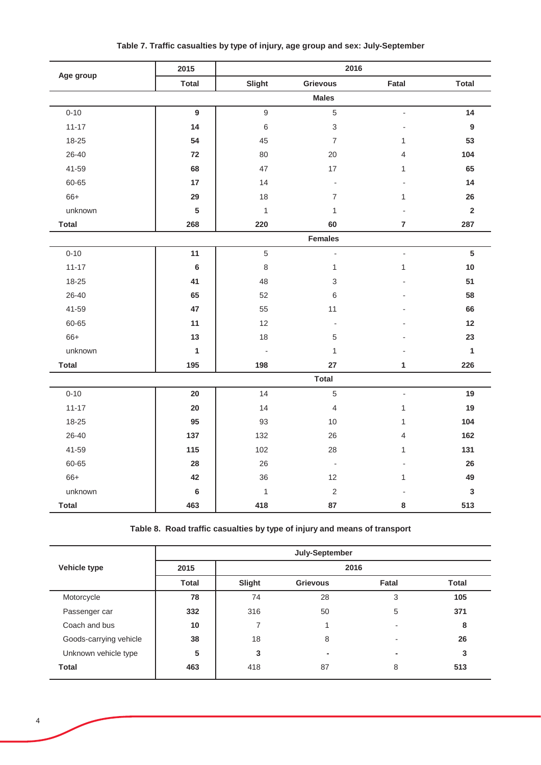**Table 7. Traffic casualties by type of injury, age group and sex: July-September**

| Age group | 2015 | 2016 | | | |
|---|---|---|---|---|---|
| | **Total** | **Slight** | **Grievous** | **Fatal** | **Total** |
| | | | **Males** | | |
| 0-10 | **9** | 9 | 5 | - | **14** |
| 11-17 | **14** | 6 | 3 | - | **9** |
| 18-25 | **54** | 45 | 7 | 1 | **53** |
| 26-40 | **72** | 80 | 20 | 4 | **104** |
| 41-59 | **68** | 47 | 17 | 1 | **65** |
| 60-65 | **17** | 14 | - | - | **14** |
| 66+ | **29** | 18 | 7 | 1 | **26** |
| unknown | **5** | 1 | 1 | - | **2** |
| **Total** | **268** | **220** | **60** | **7** | **287** |
| | | | **Females** | | |
| 0-10 | **11** | 5 | - | - | **5** |
| 11-17 | **6** | 8 | 1 | 1 | **10** |
| 18-25 | **41** | 48 | 3 | - | **51** |
| 26-40 | **65** | 52 | 6 | - | **58** |
| 41-59 | **47** | 55 | 11 | - | **66** |
| 60-65 | **11** | 12 | - | - | **12** |
| 66+ | **13** | 18 | 5 | - | **23** |
| unknown | **1** | - | 1 | - | **1** |
| **Total** | **195** | **198** | **27** | **1** | **226** |
| | | | **Total** | | |
| 0-10 | **20** | 14 | 5 | - | **19** |
| 11-17 | **20** | 14 | 4 | 1 | **19** |
| 18-25 | **95** | 93 | 10 | 1 | **104** |
| 26-40 | **137** | 132 | 26 | 4 | **162** |
| 41-59 | **115** | 102 | 28 | 1 | **131** |
| 60-65 | **28** | 26 | - | - | **26** |
| 66+ | **42** | 36 | 12 | 1 | **49** |
| unknown | **6** | 1 | 2 | - | **3** |
| **Total** | **463** | **418** | **87** | **8** | **513** |

**Table 8. Road traffic casualties by type of injury and means of transport**

| Vehicle type | July-September | | | | |
|---|---|---|---|---|---|
| | 2015 | 2016 | | | |
| | **Total** | **Slight** | **Grievous** | **Fatal** | **Total** |
| Motorcycle | **78** | 74 | 28 | 3 | **105** |
| Passenger car | **332** | 316 | 50 | 5 | **371** |
| Coach and bus | **10** | 7 | 1 | - | **8** |
| Goods-carrying vehicle | **38** | 18 | 8 | - | **26** |
| Unknown vehicle type | **5** | **3** | **-** | **-** | **3** |
| **Total** | **463** | 418 | 87 | 8 | **513** |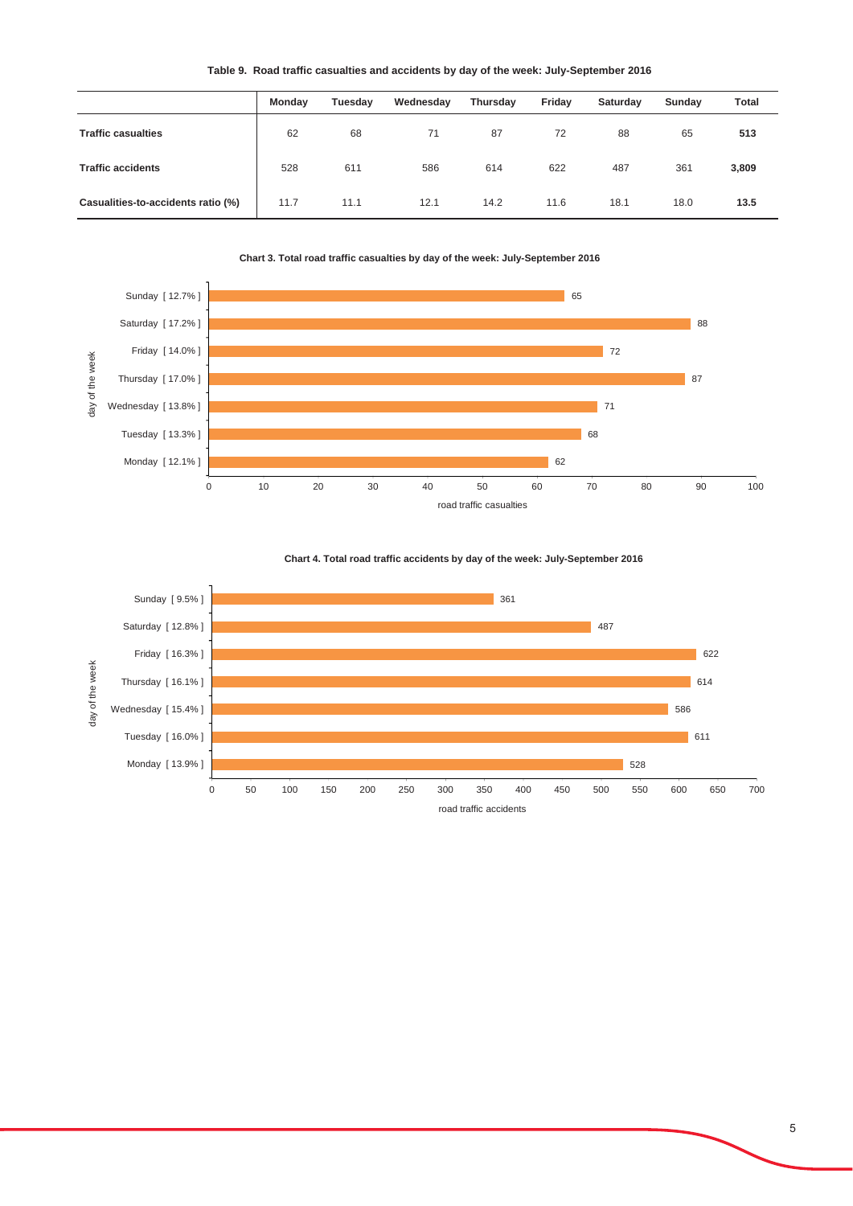**Table 9. Road traffic casualties and accidents by day of the week: July-September 2016**

| | Monday | Tuesday | Wednesday | Thursday | Friday | Saturday | Sunday | Total |
|---|---|---|---|---|---|---|---|---|
| **Traffic casualties** | 62 | 68 | 71 | 87 | 72 | 88 | 65 | **513** |
| **Traffic accidents** | 528 | 611 | 586 | 614 | 622 | 487 | 361 | **3,809** |
| **Casualities-to-accidents ratio (%)** | 11.7 | 11.1 | 12.1 | 14.2 | 11.6 | 18.1 | 18.0 | **13.5** |

**Chart 3. Total road traffic casualties by day of the week: July-September 2016**

| day of the week | road traffic casualties |
|---|---|
| Sunday [ 12.7% ] | 65 |
| Saturday [ 17.2% ] | 88 |
| Friday [ 14.0% ] | 72 |
| Thursday [ 17.0% ] | 87 |
| Wednesday [ 13.8% ] | 71 |
| Tuesday [ 13.3% ] | 68 |
| Monday [ 12.1% ] | 62 |

**Chart 4. Total road traffic accidents by day of the week: July-September 2016**

| day of the week | road traffic accidents |
|---|---|
| Sunday [ 9.5% ] | 361 |
| Saturday [ 12.8% ] | 487 |
| Friday [ 16.3% ] | 622 |
| Thursday [ 16.1% ] | 614 |
| Wednesday [ 15.4% ] | 586 |
| Tuesday [ 16.0% ] | 611 |
| Monday [ 13.9% ] | 528 |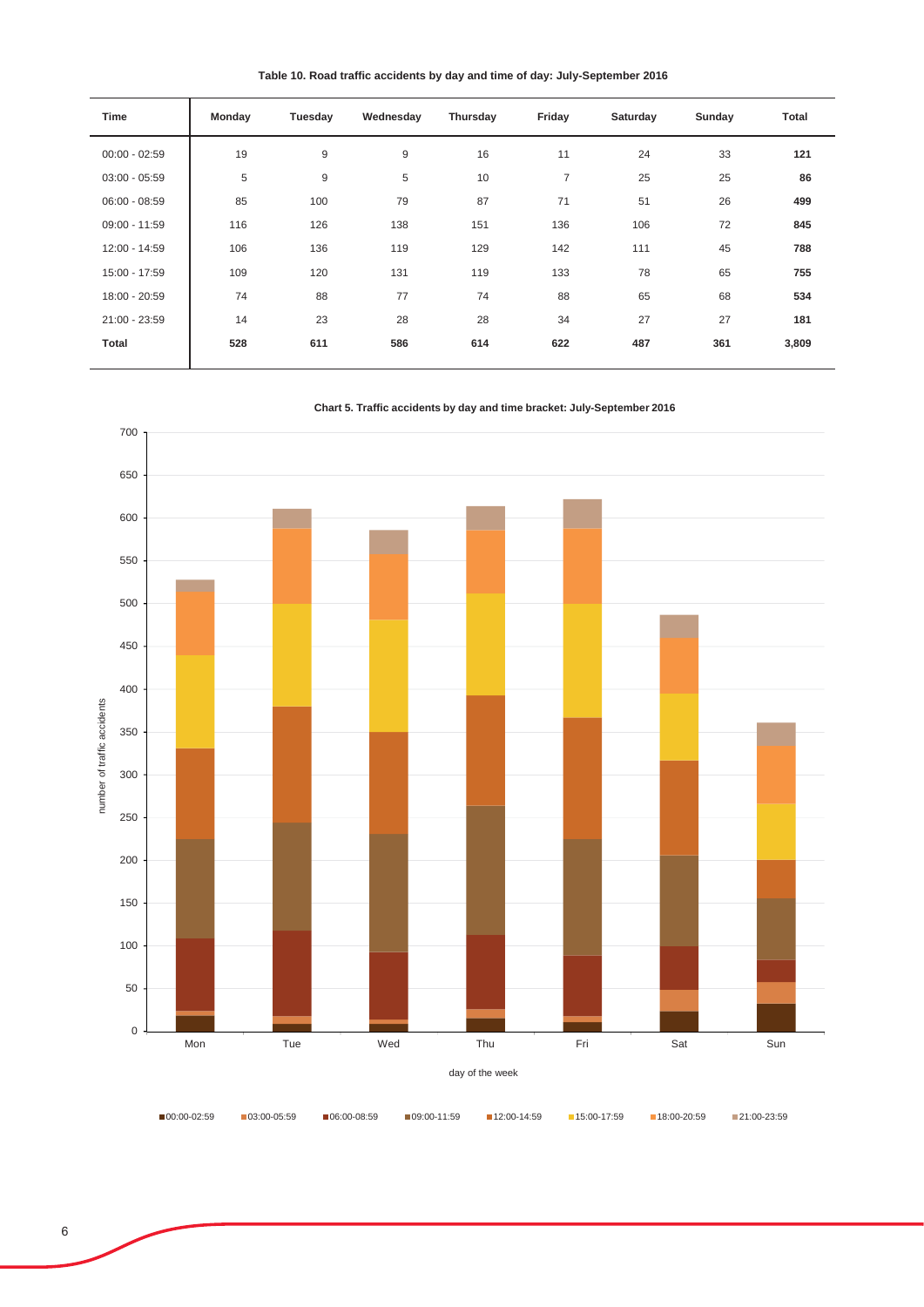**Table 10. Road traffic accidents by day and time of day: July-September 2016**

| Time | Monday | Tuesday | Wednesday | Thursday | Friday | Saturday | Sunday | Total |
|---|---|---|---|---|---|---|---|---|
| 00:00 - 02:59 | 19 | 9 | 9 | 16 | 11 | 24 | 33 | **121** |
| 03:00 - 05:59 | 5 | 9 | 5 | 10 | 7 | 25 | 25 | **86** |
| 06:00 - 08:59 | 85 | 100 | 79 | 87 | 71 | 51 | 26 | **499** |
| 09:00 - 11:59 | 116 | 126 | 138 | 151 | 136 | 106 | 72 | **845** |
| 12:00 - 14:59 | 106 | 136 | 119 | 129 | 142 | 111 | 45 | **788** |
| 15:00 - 17:59 | 109 | 120 | 131 | 119 | 133 | 78 | 65 | **755** |
| 18:00 - 20:59 | 74 | 88 | 77 | 74 | 88 | 65 | 68 | **534** |
| 21:00 - 23:59 | 14 | 23 | 28 | 28 | 34 | 27 | 27 | **181** |
| **Total** | **528** | **611** | **586** | **614** | **622** | **487** | **361** | **3,809** |

**Chart 5. Traffic accidents by day and time bracket: July-September 2016**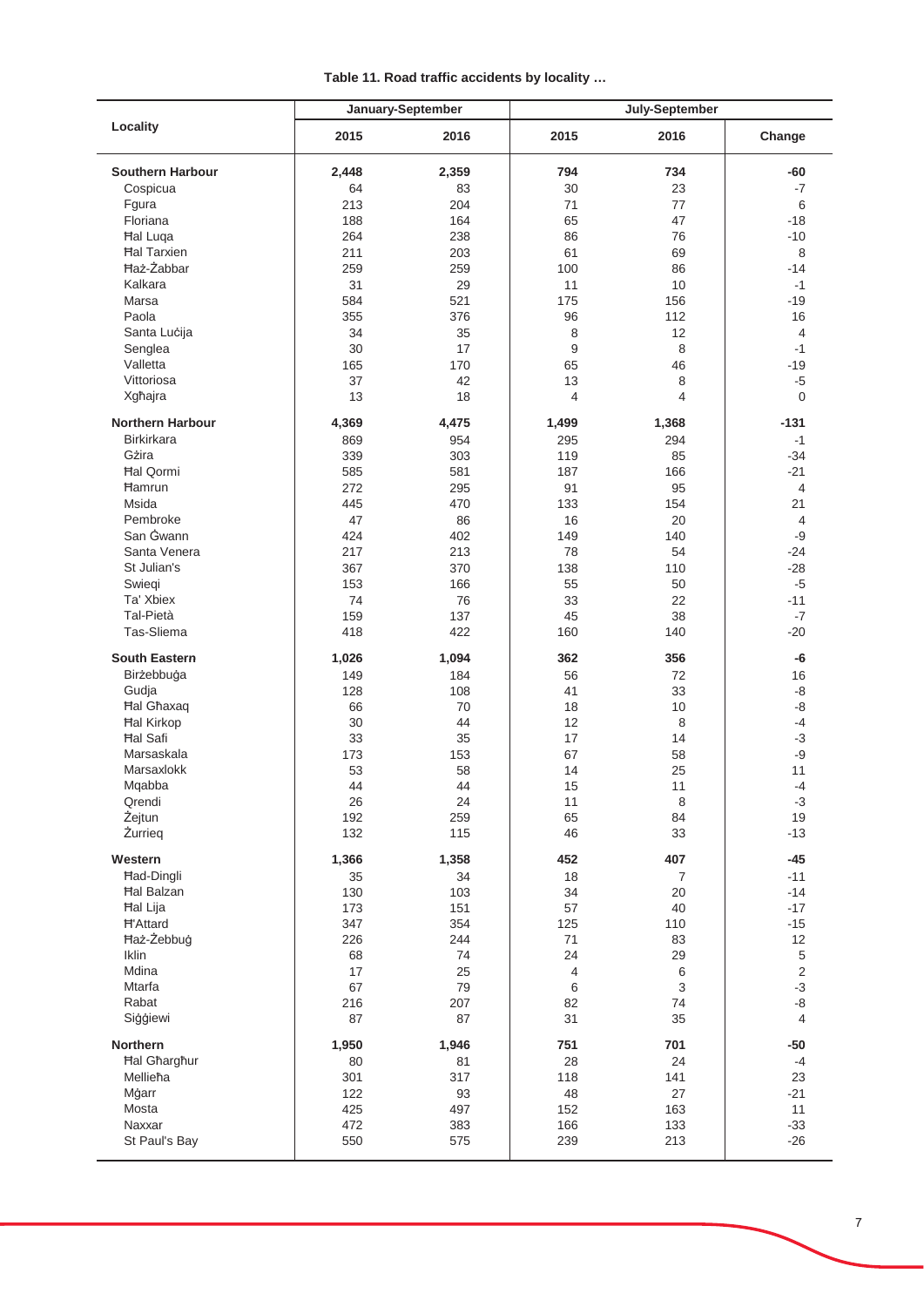**Table 11. Road traffic accidents by locality …**

| Locality | January-September | | July-September | | |
|---|---|---|---|---|---|
| | 2015 | 2016 | 2015 | 2016 | Change |
| **Southern Harbour** | **2,448** | **2,359** | **794** | **734** | **-60** |
| Cospicua | 64 | 83 | 30 | 23 | -7 |
| Fgura | 213 | 204 | 71 | 77 | 6 |
| Floriana | 188 | 164 | 65 | 47 | -18 |
| Ħal Luqa | 264 | 238 | 86 | 76 | -10 |
| Ħal Tarxien | 211 | 203 | 61 | 69 | 8 |
| Ħaż-Żabbar | 259 | 259 | 100 | 86 | -14 |
| Kalkara | 31 | 29 | 11 | 10 | -1 |
| Marsa | 584 | 521 | 175 | 156 | -19 |
| Paola | 355 | 376 | 96 | 112 | 16 |
| Santa Luċija | 34 | 35 | 8 | 12 | 4 |
| Senglea | 30 | 17 | 9 | 8 | -1 |
| Valletta | 165 | 170 | 65 | 46 | -19 |
| Vittoriosa | 37 | 42 | 13 | 8 | -5 |
| Xgħajra | 13 | 18 | 4 | 4 | 0 |
| **Northern Harbour** | **4,369** | **4,475** | **1,499** | **1,368** | **-131** |
| Birkirkara | 869 | 954 | 295 | 294 | -1 |
| Gżira | 339 | 303 | 119 | 85 | -34 |
| Ħal Qormi | 585 | 581 | 187 | 166 | -21 |
| Ħamrun | 272 | 295 | 91 | 95 | 4 |
| Msida | 445 | 470 | 133 | 154 | 21 |
| Pembroke | 47 | 86 | 16 | 20 | 4 |
| San Ġwann | 424 | 402 | 149 | 140 | -9 |
| Santa Venera | 217 | 213 | 78 | 54 | -24 |
| St Julian's | 367 | 370 | 138 | 110 | -28 |
| Swieqi | 153 | 166 | 55 | 50 | -5 |
| Ta' Xbiex | 74 | 76 | 33 | 22 | -11 |
| Tal-Pietà | 159 | 137 | 45 | 38 | -7 |
| Tas-Sliema | 418 | 422 | 160 | 140 | -20 |
| **South Eastern** | **1,026** | **1,094** | **362** | **356** | **-6** |
| Birżebbuġa | 149 | 184 | 56 | 72 | 16 |
| Gudja | 128 | 108 | 41 | 33 | -8 |
| Ħal Għaxaq | 66 | 70 | 18 | 10 | -8 |
| Ħal Kirkop | 30 | 44 | 12 | 8 | -4 |
| Ħal Safi | 33 | 35 | 17 | 14 | -3 |
| Marsaskala | 173 | 153 | 67 | 58 | -9 |
| Marsaxlokk | 53 | 58 | 14 | 25 | 11 |
| Mqabba | 44 | 44 | 15 | 11 | -4 |
| Qrendi | 26 | 24 | 11 | 8 | -3 |
| Żejtun | 192 | 259 | 65 | 84 | 19 |
| Żurrieq | 132 | 115 | 46 | 33 | -13 |
| **Western** | **1,366** | **1,358** | **452** | **407** | **-45** |
| Ħad-Dingli | 35 | 34 | 18 | 7 | -11 |
| Ħal Balzan | 130 | 103 | 34 | 20 | -14 |
| Ħal Lija | 173 | 151 | 57 | 40 | -17 |
| Ħ'Attard | 347 | 354 | 125 | 110 | -15 |
| Ħaż-Żebbuġ | 226 | 244 | 71 | 83 | 12 |
| Iklin | 68 | 74 | 24 | 29 | 5 |
| Mdina | 17 | 25 | 4 | 6 | 2 |
| Mtarfa | 67 | 79 | 6 | 3 | -3 |
| Rabat | 216 | 207 | 82 | 74 | -8 |
| Siġġiewi | 87 | 87 | 31 | 35 | 4 |
| **Northern** | **1,950** | **1,946** | **751** | **701** | **-50** |
| Ħal Għargħur | 80 | 81 | 28 | 24 | -4 |
| Mellieħa | 301 | 317 | 118 | 141 | 23 |
| Mġarr | 122 | 93 | 48 | 27 | -21 |
| Mosta | 425 | 497 | 152 | 163 | 11 |
| Naxxar | 472 | 383 | 166 | 133 | -33 |
| St Paul's Bay | 550 | 575 | 239 | 213 | -26 |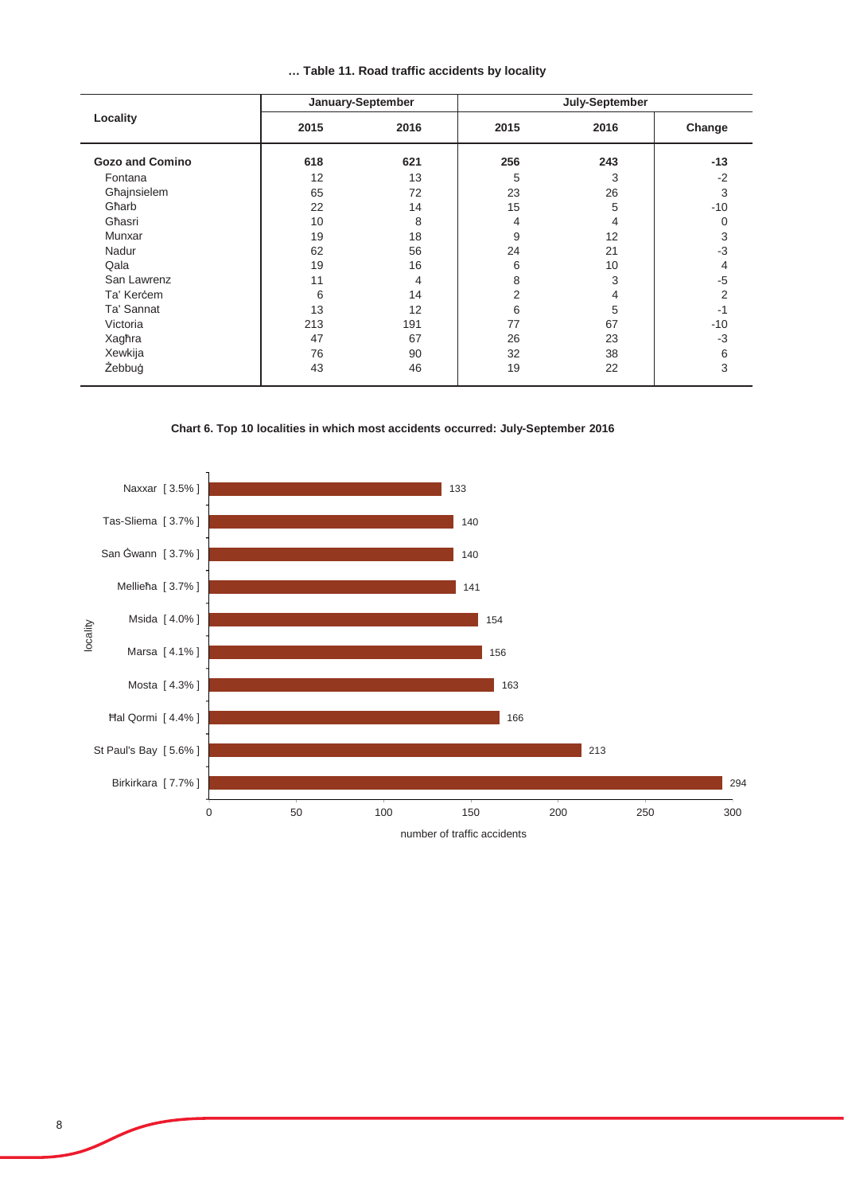**… Table 11. Road traffic accidents by locality**

| Locality | January-September | | July-September | | |
|---|---|---|---|---|---|
| | 2015 | 2016 | 2015 | 2016 | Change |
| **Gozo and Comino** | **618** | **621** | **256** | **243** | **-13** |
| Fontana | 12 | 13 | 5 | 3 | -2 |
| Għajnsielem | 65 | 72 | 23 | 26 | 3 |
| Għarb | 22 | 14 | 15 | 5 | -10 |
| Għasri | 10 | 8 | 4 | 4 | 0 |
| Munxar | 19 | 18 | 9 | 12 | 3 |
| Nadur | 62 | 56 | 24 | 21 | -3 |
| Qala | 19 | 16 | 6 | 10 | 4 |
| San Lawrenz | 11 | 4 | 8 | 3 | -5 |
| Ta' Kerċem | 6 | 14 | 2 | 4 | 2 |
| Ta' Sannat | 13 | 12 | 6 | 5 | -1 |
| Victoria | 213 | 191 | 77 | 67 | -10 |
| Xagħra | 47 | 67 | 26 | 23 | -3 |
| Xewkija | 76 | 90 | 32 | 38 | 6 |
| Żebbuġ | 43 | 46 | 19 | 22 | 3 |

**Chart 6. Top 10 localities in which most accidents occurred: July-September 2016**

| locality | number of traffic accidents |
|---|---|
| Naxxar [ 3.5% ] | 133 |
| Tas-Sliema [ 3.7% ] | 140 |
| San Ġwann [ 3.7% ] | 140 |
| Mellieħa [ 3.7% ] | 141 |
| Msida [ 4.0% ] | 154 |
| Marsa [ 4.1% ] | 156 |
| Mosta [ 4.3% ] | 163 |
| Ħal Qormi [ 4.4% ] | 166 |
| St Paul's Bay [ 5.6% ] | 213 |
| Birkirkara [ 7.7% ] | 294 |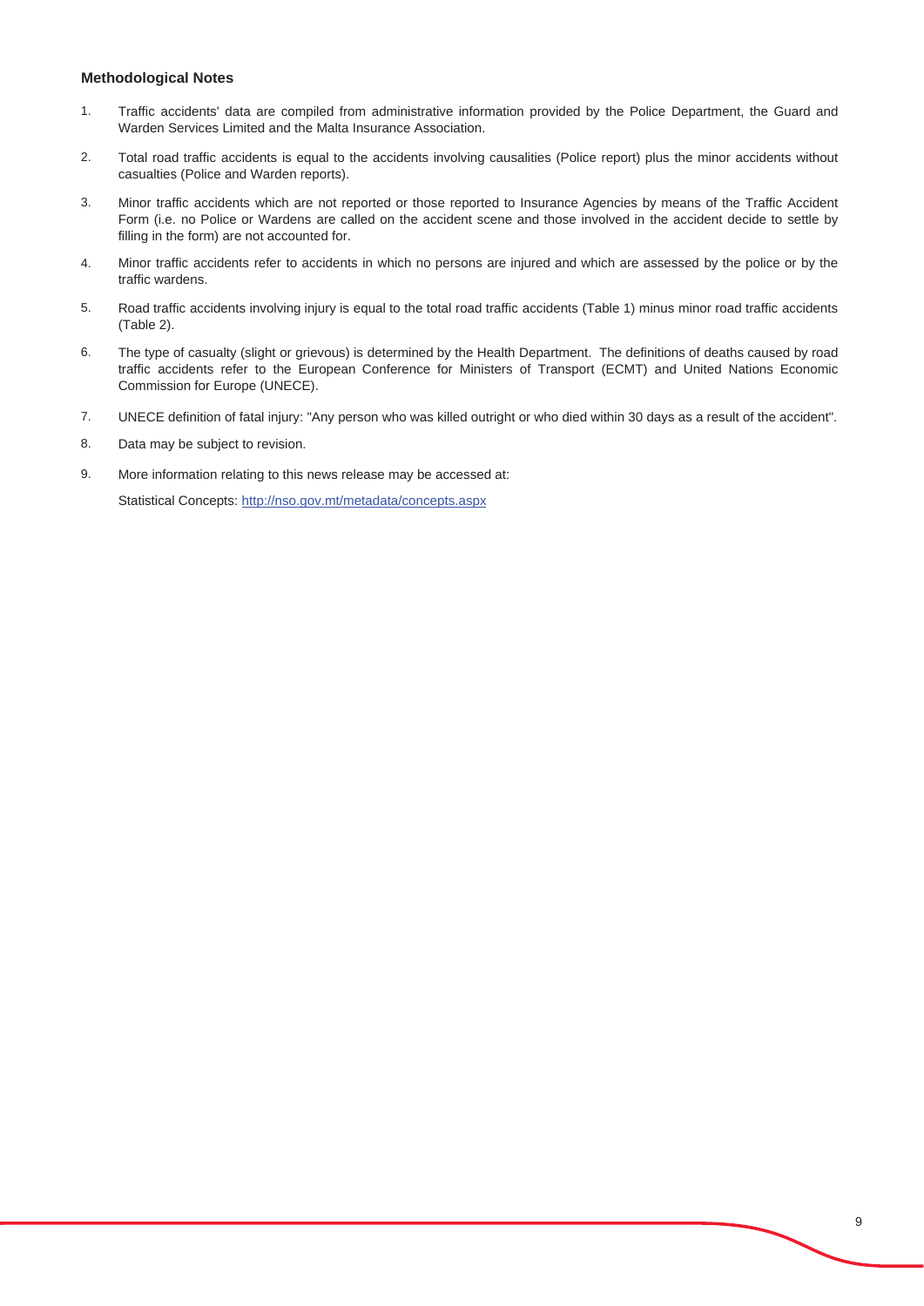### Methodological Notes

1. Traffic accidents' data are compiled from administrative information provided by the Police Department, the Guard and Warden Services Limited and the Malta Insurance Association.

2. Total road traffic accidents is equal to the accidents involving causalities (Police report) plus the minor accidents without casualties (Police and Warden reports).

3. Minor traffic accidents which are not reported or those reported to Insurance Agencies by means of the Traffic Accident Form (i.e. no Police or Wardens are called on the accident scene and those involved in the accident decide to settle by filling in the form) are not accounted for.

4. Minor traffic accidents refer to accidents in which no persons are injured and which are assessed by the police or by the traffic wardens.

5. Road traffic accidents involving injury is equal to the total road traffic accidents (Table 1) minus minor road traffic accidents (Table 2).

6. The type of casualty (slight or grievous) is determined by the Health Department. The definitions of deaths caused by road traffic accidents refer to the European Conference for Ministers of Transport (ECMT) and United Nations Economic Commission for Europe (UNECE).

7. UNECE definition of fatal injury: "Any person who was killed outright or who died within 30 days as a result of the accident".

8. Data may be subject to revision.

9. More information relating to this news release may be accessed at:

   Statistical Concepts: http://nso.gov.mt/metadata/concepts.aspx